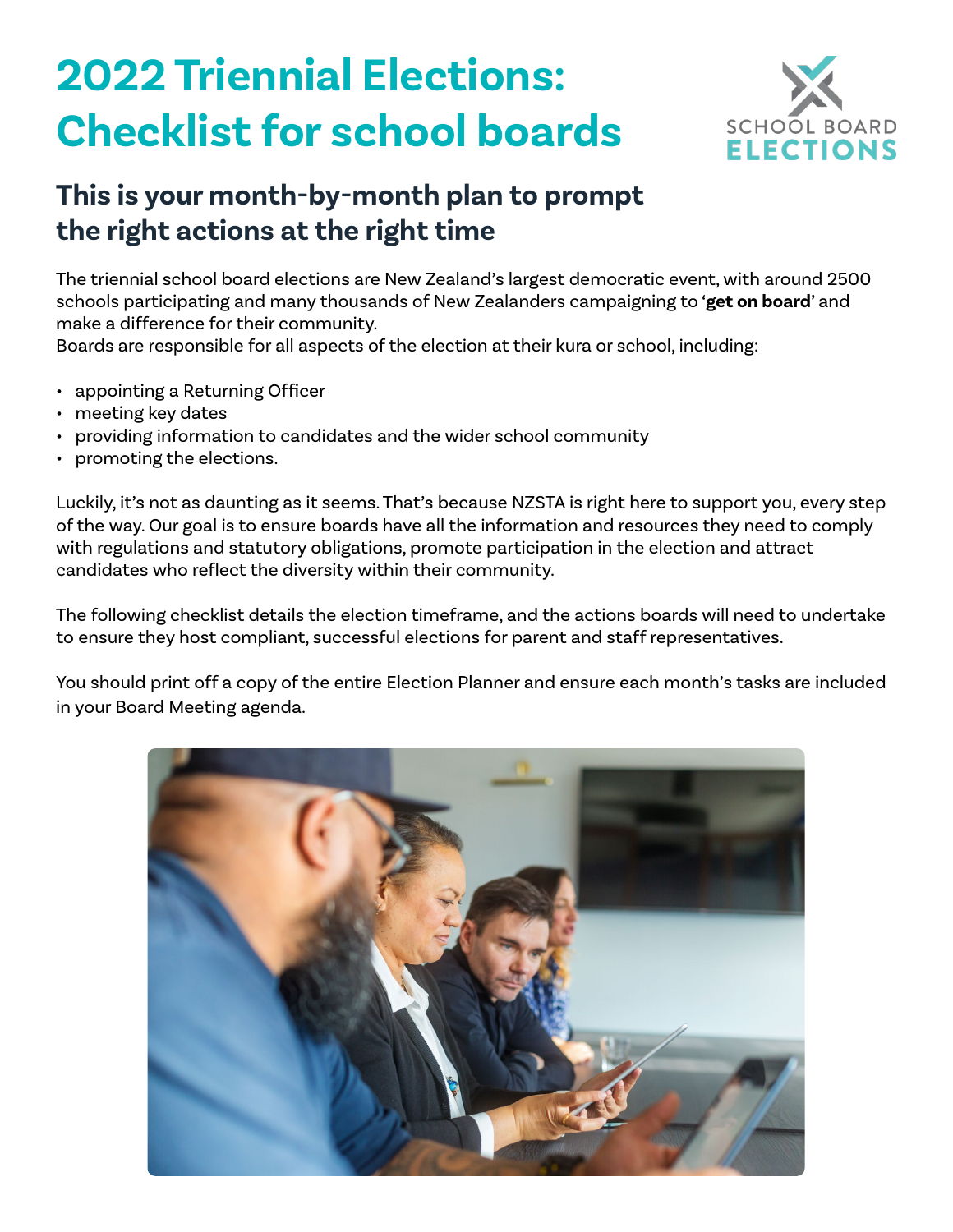# 2022 Triennial Elections: Checklist for school boards

SCHOOL BOARD ELECTIONS

## This is your month-by-month plan to prompt the right actions at the right time

The triennial school board elections are New Zealand's largest democratic event, with around 2500 schools participating and many thousands of New Zealanders campaigning to '**get on board**' and make a difference for their community.
Boards are responsible for all aspects of the election at their kura or school, including:

- appointing a Returning Officer
- meeting key dates
- providing information to candidates and the wider school community
- promoting the elections.

Luckily, it's not as daunting as it seems. That's because NZSTA is right here to support you, every step of the way. Our goal is to ensure boards have all the information and resources they need to comply with regulations and statutory obligations, promote participation in the election and attract candidates who reflect the diversity within their community.

The following checklist details the election timeframe, and the actions boards will need to undertake to ensure they host compliant, successful elections for parent and staff representatives.

You should print off a copy of the entire Election Planner and ensure each month's tasks are included in your Board Meeting agenda.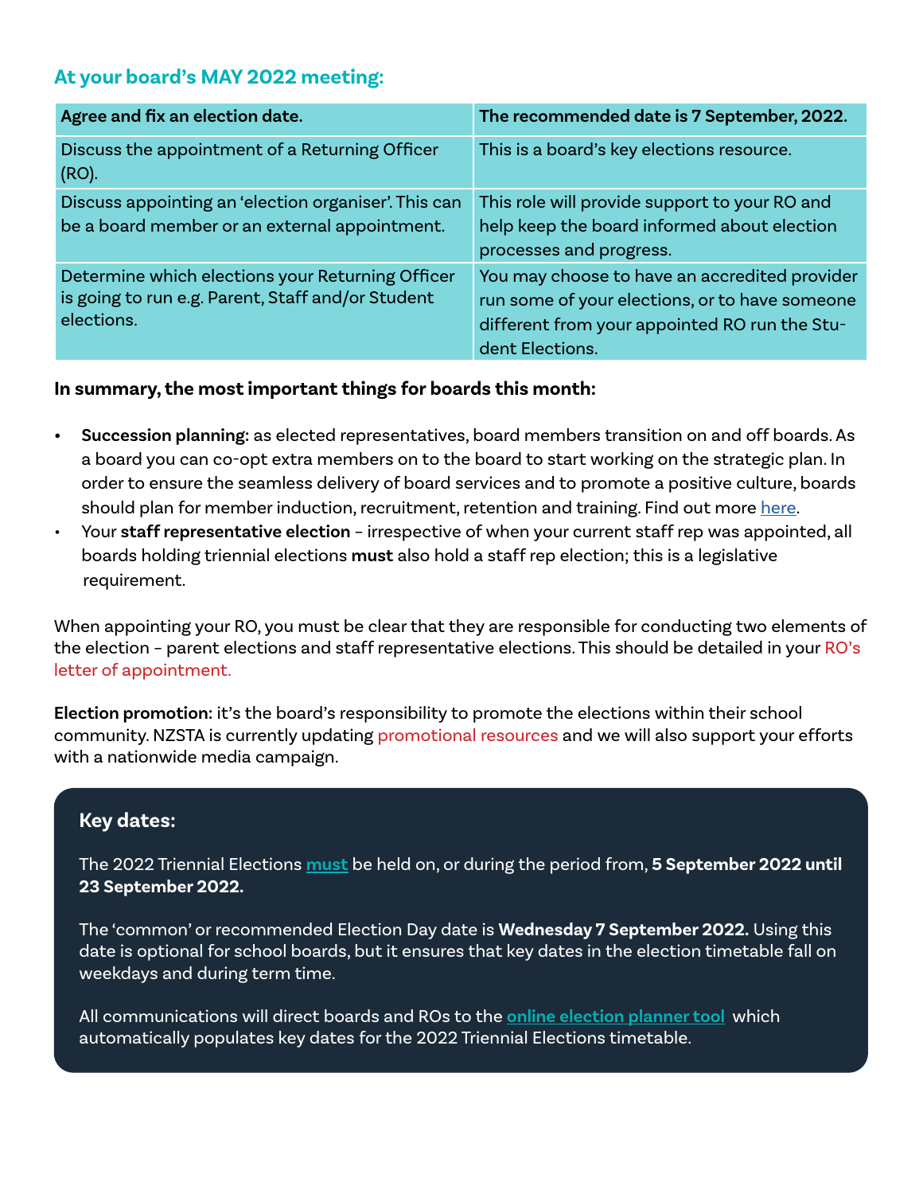## At your board's MAY 2022 meeting:

| **Agree and fix an election date.** | **The recommended date is 7 September, 2022.** |
|---|---|
| Discuss the appointment of a Returning Officer (RO). | This is a board's key elections resource. |
| Discuss appointing an 'election organiser'. This can be a board member or an external appointment. | This role will provide support to your RO and help keep the board informed about election processes and progress. |
| Determine which elections your Returning Officer is going to run e.g. Parent, Staff and/or Student elections. | You may choose to have an accredited provider run some of your elections, or to have someone different from your appointed RO run the Student Elections. |

**In summary, the most important things for boards this month:**

- **Succession planning:** as elected representatives, board members transition on and off boards. As a board you can co-opt extra members on to the board to start working on the strategic plan. In order to ensure the seamless delivery of board services and to promote a positive culture, boards should plan for member induction, recruitment, retention and training. Find out more here.
- Your **staff representative election** – irrespective of when your current staff rep was appointed, all boards holding triennial elections **must** also hold a staff rep election; this is a legislative requirement.

When appointing your RO, you must be clear that they are responsible for conducting two elements of the election – parent elections and staff representative elections. This should be detailed in your RO's letter of appointment.

**Election promotion:** it's the board's responsibility to promote the elections within their school community. NZSTA is currently updating promotional resources and we will also support your efforts with a nationwide media campaign.

### Key dates:

The 2022 Triennial Elections must be held on, or during the period from, **5 September 2022 until 23 September 2022.**

The 'common' or recommended Election Day date is **Wednesday 7 September 2022.** Using this date is optional for school boards, but it ensures that key dates in the election timetable fall on weekdays and during term time.

All communications will direct boards and ROs to the online election planner tool which automatically populates key dates for the 2022 Triennial Elections timetable.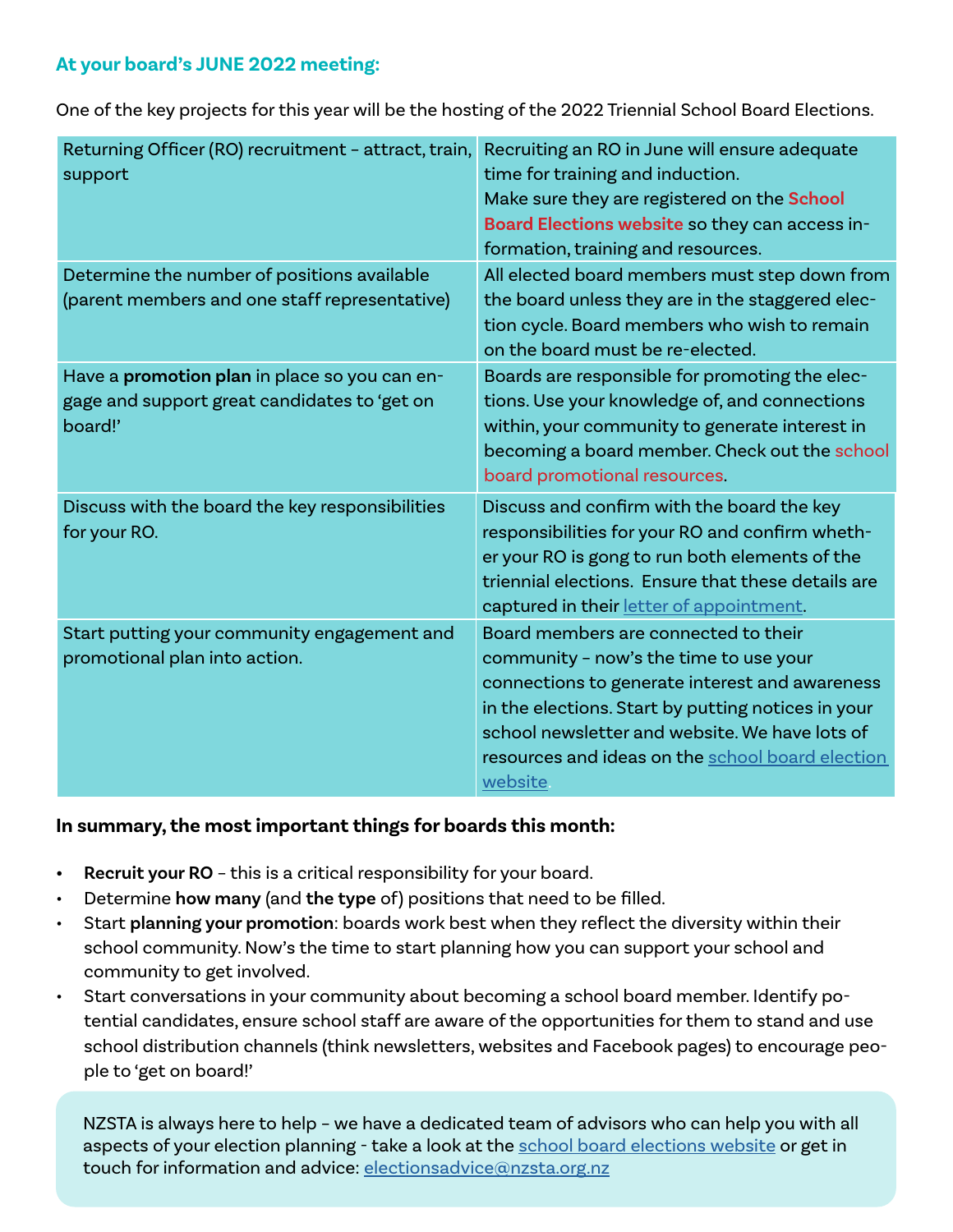### At your board's JUNE 2022 meeting:

One of the key projects for this year will be the hosting of the 2022 Triennial School Board Elections.

| | |
|---|---|
| Returning Officer (RO) recruitment – attract, train, support | Recruiting an RO in June will ensure adequate time for training and induction. Make sure they are registered on the **School Board Elections website** so they can access information, training and resources. |
| Determine the number of positions available (parent members and one staff representative) | All elected board members must step down from the board unless they are in the staggered election cycle. Board members who wish to remain on the board must be re-elected. |
| Have a **promotion plan** in place so you can engage and support great candidates to 'get on board!' | Boards are responsible for promoting the elections. Use your knowledge of, and connections within, your community to generate interest in becoming a board member. Check out the school board promotional resources. |
| Discuss with the board the key responsibilities for your RO. | Discuss and confirm with the board the key responsibilities for your RO and confirm whether your RO is gong to run both elements of the triennial elections. Ensure that these details are captured in their letter of appointment. |
| Start putting your community engagement and promotional plan into action. | Board members are connected to their community – now's the time to use your connections to generate interest and awareness in the elections. Start by putting notices in your school newsletter and website. We have lots of resources and ideas on the school board election website. |

**In summary, the most important things for boards this month:**

- **Recruit your RO** – this is a critical responsibility for your board.
- Determine **how many** (and **the type** of) positions that need to be filled.
- Start **planning your promotion**: boards work best when they reflect the diversity within their school community. Now's the time to start planning how you can support your school and community to get involved.
- Start conversations in your community about becoming a school board member. Identify potential candidates, ensure school staff are aware of the opportunities for them to stand and use school distribution channels (think newsletters, websites and Facebook pages) to encourage people to 'get on board!'

NZSTA is always here to help – we have a dedicated team of advisors who can help you with all aspects of your election planning - take a look at the school board elections website or get in touch for information and advice: electionsadvice@nzsta.org.nz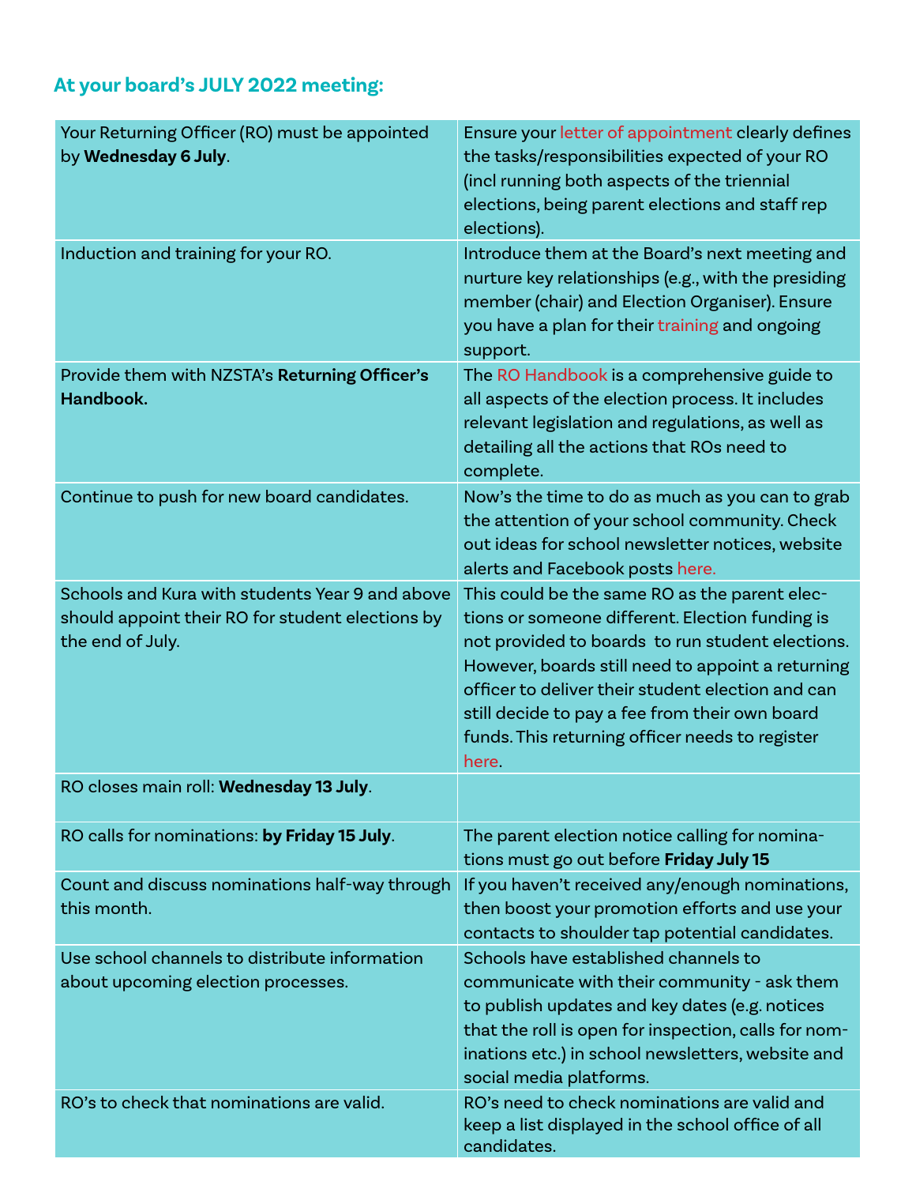## At your board's JULY 2022 meeting:

| | |
|---|---|
| Your Returning Officer (RO) must be appointed by **Wednesday 6 July**. | Ensure your letter of appointment clearly defines the tasks/responsibilities expected of your RO (incl running both aspects of the triennial elections, being parent elections and staff rep elections). |
| Induction and training for your RO. | Introduce them at the Board's next meeting and nurture key relationships (e.g., with the presiding member (chair) and Election Organiser). Ensure you have a plan for their training and ongoing support. |
| Provide them with NZSTA's **Returning Officer's Handbook.** | The RO Handbook is a comprehensive guide to all aspects of the election process. It includes relevant legislation and regulations, as well as detailing all the actions that ROs need to complete. |
| Continue to push for new board candidates. | Now's the time to do as much as you can to grab the attention of your school community. Check out ideas for school newsletter notices, website alerts and Facebook posts here. |
| Schools and Kura with students Year 9 and above should appoint their RO for student elections by the end of July. | This could be the same RO as the parent elections or someone different. Election funding is not provided to boards to run student elections. However, boards still need to appoint a returning officer to deliver their student election and can still decide to pay a fee from their own board funds. This returning officer needs to register here. |
| RO closes main roll: **Wednesday 13 July**. | |
| RO calls for nominations: **by Friday 15 July**. | The parent election notice calling for nominations must go out before **Friday July 15** |
| Count and discuss nominations half-way through this month. | If you haven't received any/enough nominations, then boost your promotion efforts and use your contacts to shoulder tap potential candidates. |
| Use school channels to distribute information about upcoming election processes. | Schools have established channels to communicate with their community - ask them to publish updates and key dates (e.g. notices that the roll is open for inspection, calls for nominations etc.) in school newsletters, website and social media platforms. |
| RO's to check that nominations are valid. | RO's need to check nominations are valid and keep a list displayed in the school office of all candidates. |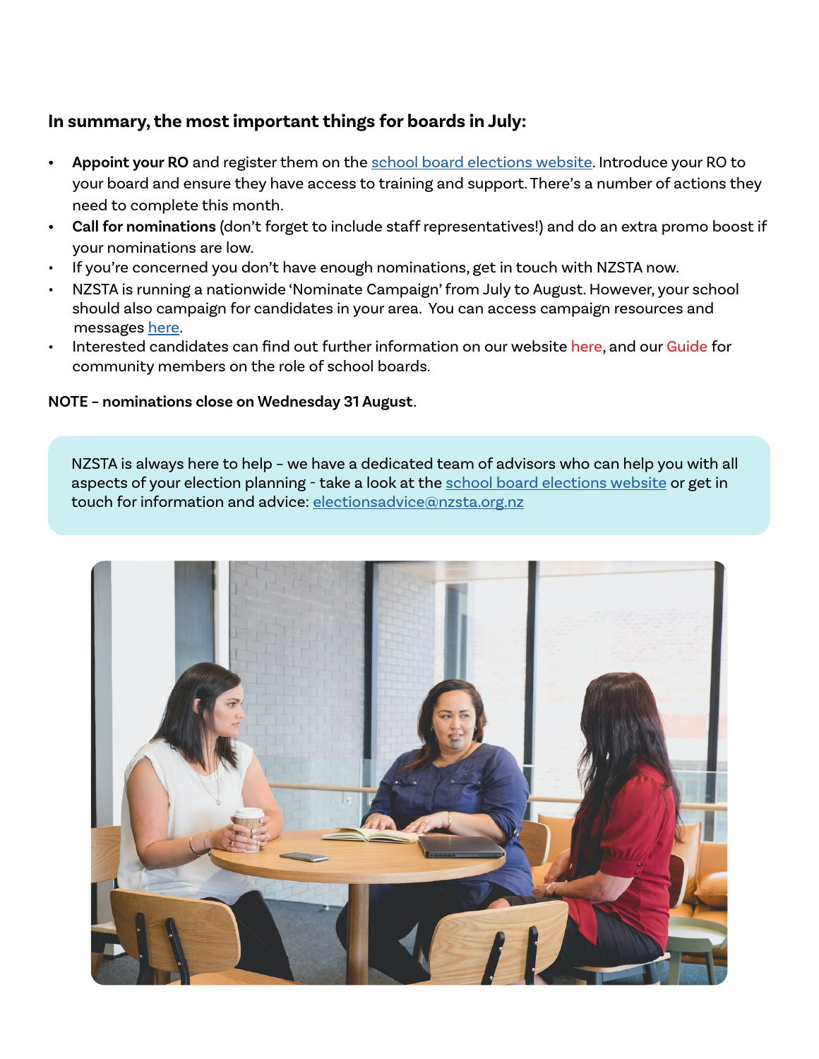### In summary, the most important things for boards in July:

- **Appoint your RO** and register them on the school board elections website. Introduce your RO to your board and ensure they have access to training and support. There's a number of actions they need to complete this month.
- **Call for nominations** (don't forget to include staff representatives!) and do an extra promo boost if your nominations are low.
- If you're concerned you don't have enough nominations, get in touch with NZSTA now.
- NZSTA is running a nationwide 'Nominate Campaign' from July to August. However, your school should also campaign for candidates in your area. You can access campaign resources and messages here.
- Interested candidates can find out further information on our website here, and our Guide for community members on the role of school boards.

**NOTE – nominations close on Wednesday 31 August**.

NZSTA is always here to help – we have a dedicated team of advisors who can help you with all aspects of your election planning - take a look at the school board elections website or get in touch for information and advice: electionsadvice@nzsta.org.nz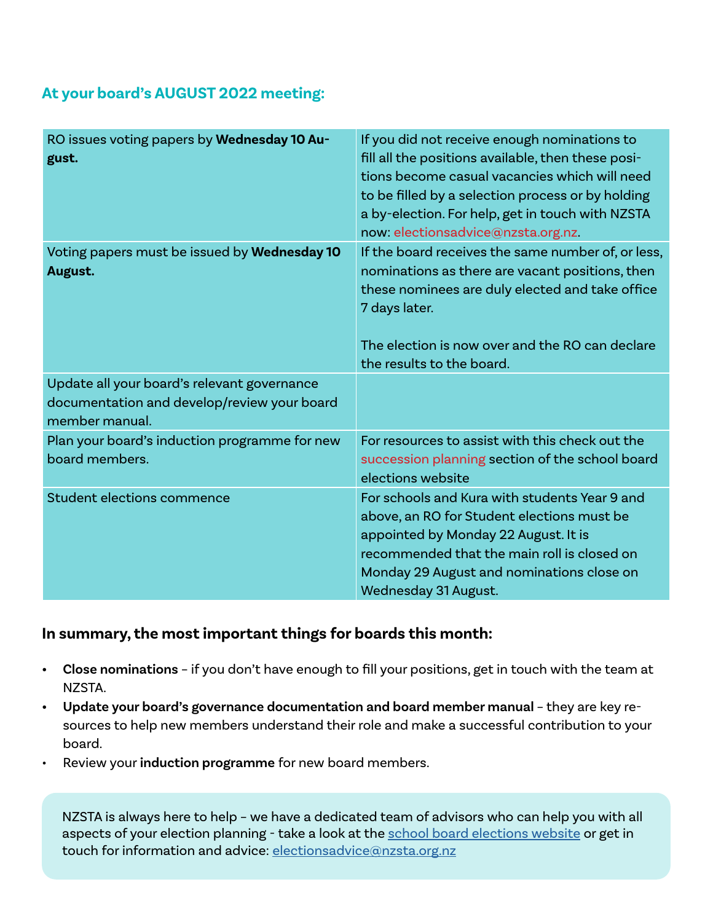## At your board's AUGUST 2022 meeting:

| | |
|---|---|
| RO issues voting papers by **Wednesday 10 August.** | If you did not receive enough nominations to fill all the positions available, then these positions become casual vacancies which will need to be filled by a selection process or by holding a by-election. For help, get in touch with NZSTA now: electionsadvice@nzsta.org.nz. |
| Voting papers must be issued by **Wednesday 10 August.** | If the board receives the same number of, or less, nominations as there are vacant positions, then these nominees are duly elected and take office 7 days later.<br><br>The election is now over and the RO can declare the results to the board. |
| Update all your board's relevant governance documentation and develop/review your board member manual. | |
| Plan your board's induction programme for new board members. | For resources to assist with this check out the succession planning section of the school board elections website |
| Student elections commence | For schools and Kura with students Year 9 and above, an RO for Student elections must be appointed by Monday 22 August. It is recommended that the main roll is closed on Monday 29 August and nominations close on Wednesday 31 August. |

### In summary, the most important things for boards this month:

- **Close nominations** – if you don't have enough to fill your positions, get in touch with the team at NZSTA.
- **Update your board's governance documentation and board member manual** – they are key resources to help new members understand their role and make a successful contribution to your board.
- Review your **induction programme** for new board members.

NZSTA is always here to help – we have a dedicated team of advisors who can help you with all aspects of your election planning - take a look at the school board elections website or get in touch for information and advice: electionsadvice@nzsta.org.nz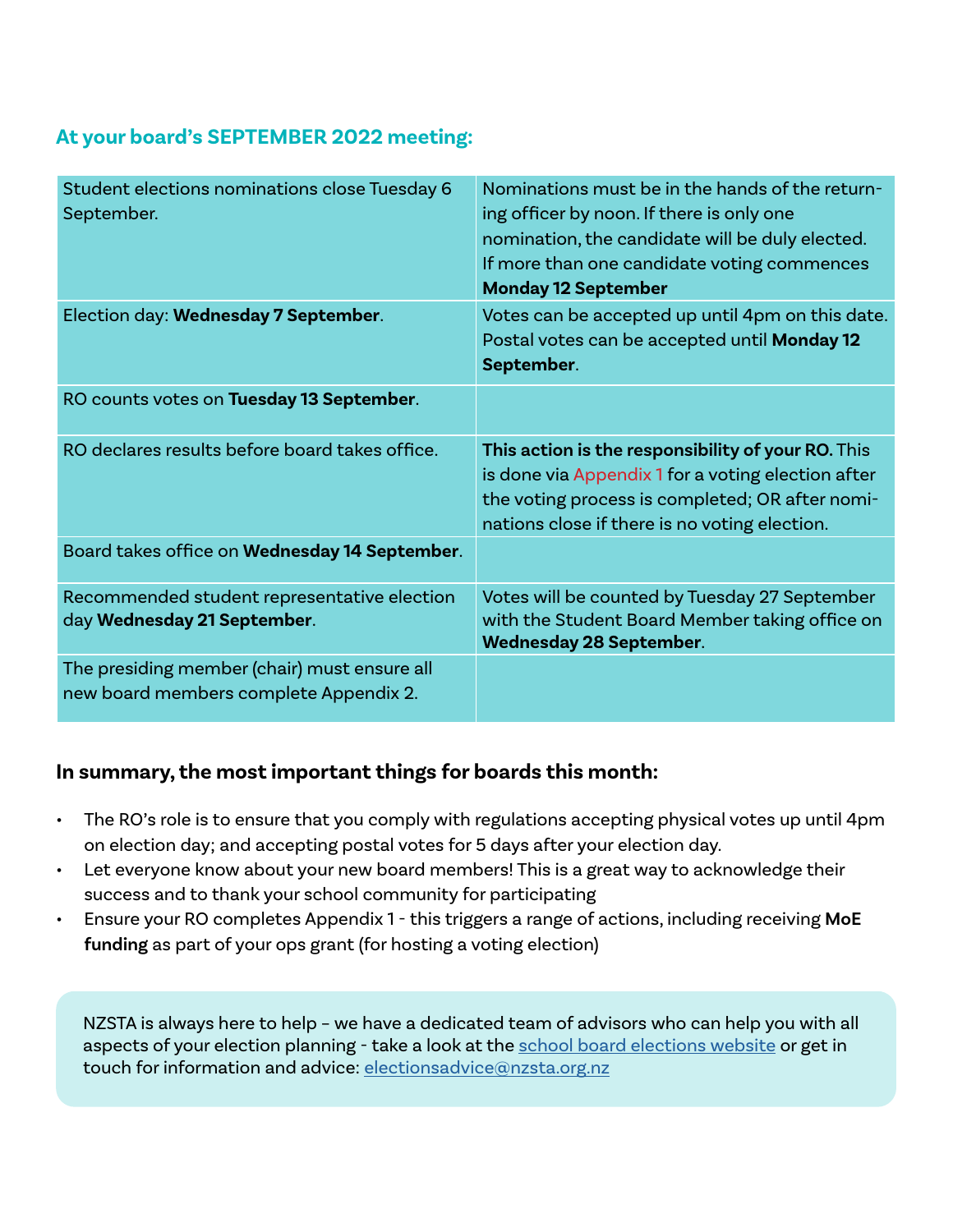## At your board's SEPTEMBER 2022 meeting:

| | |
|---|---|
| Student elections nominations close Tuesday 6 September. | Nominations must be in the hands of the returning officer by noon. If there is only one nomination, the candidate will be duly elected. If more than one candidate voting commences **Monday 12 September** |
| Election day: **Wednesday 7 September**. | Votes can be accepted up until 4pm on this date. Postal votes can be accepted until **Monday 12 September**. |
| RO counts votes on **Tuesday 13 September**. | |
| RO declares results before board takes office. | **This action is the responsibility of your RO.** This is done via Appendix 1 for a voting election after the voting process is completed; OR after nominations close if there is no voting election. |
| Board takes office on **Wednesday 14 September**. | |
| Recommended student representative election day **Wednesday 21 September**. | Votes will be counted by Tuesday 27 September with the Student Board Member taking office on **Wednesday 28 September**. |
| The presiding member (chair) must ensure all new board members complete Appendix 2. | |

### In summary, the most important things for boards this month:

- The RO's role is to ensure that you comply with regulations accepting physical votes up until 4pm on election day; and accepting postal votes for 5 days after your election day.
- Let everyone know about your new board members! This is a great way to acknowledge their success and to thank your school community for participating
- Ensure your RO completes Appendix 1 - this triggers a range of actions, including receiving **MoE funding** as part of your ops grant (for hosting a voting election)

NZSTA is always here to help – we have a dedicated team of advisors who can help you with all aspects of your election planning - take a look at the school board elections website or get in touch for information and advice: electionsadvice@nzsta.org.nz